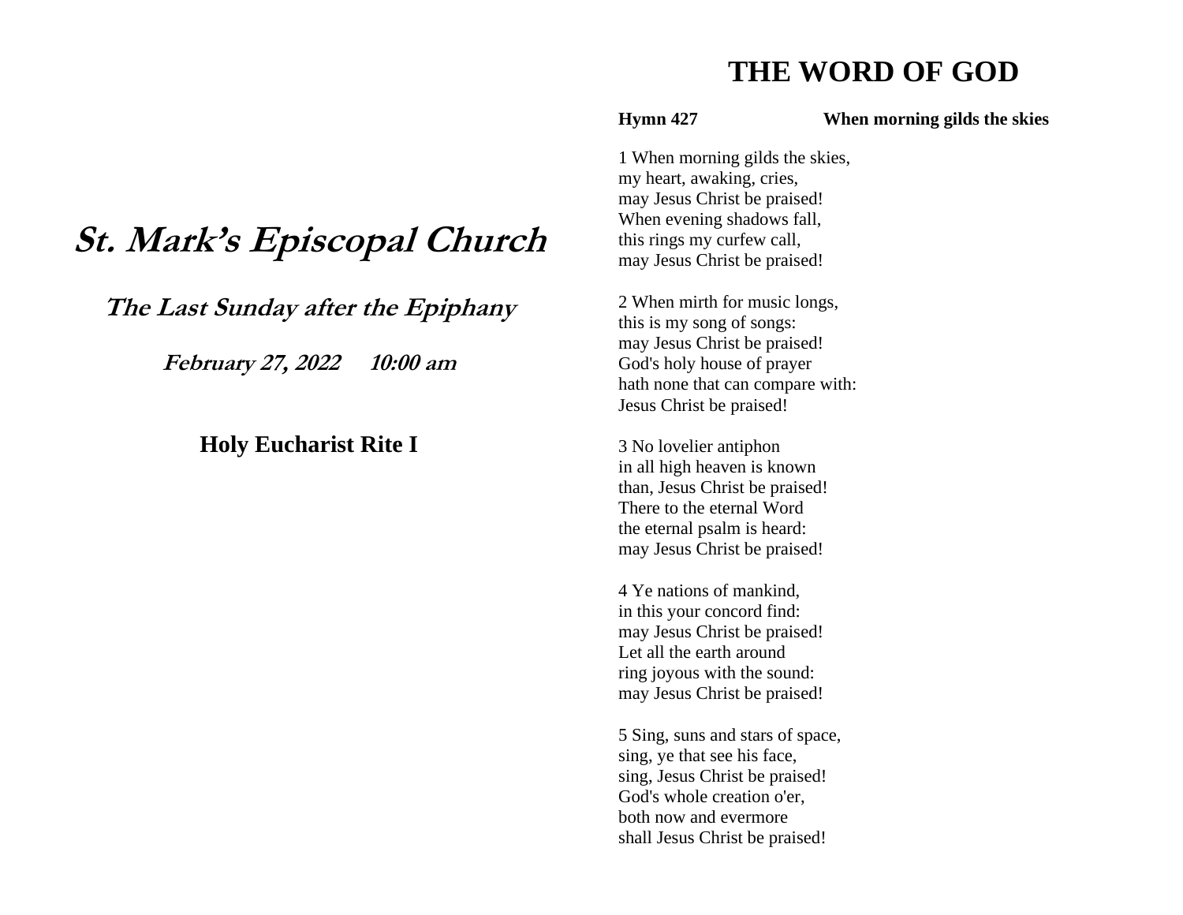# *St. Mark's Episcopal Church*

## *The Last Sunday after the Epiphany*

### *February 27, 2022 10:00 am*

## Holy Eucharist Rite I

# THE WORD OF GOD

**Hymn 427 When morning gilds the skies**

1 When morning gilds the skies,
my heart, awaking, cries,
may Jesus Christ be praised!
When evening shadows fall,
this rings my curfew call,
may Jesus Christ be praised!

2 When mirth for music longs,
this is my song of songs:
may Jesus Christ be praised!
God's holy house of prayer
hath none that can compare with:
Jesus Christ be praised!

3 No lovelier antiphon
in all high heaven is known
than, Jesus Christ be praised!
There to the eternal Word
the eternal psalm is heard:
may Jesus Christ be praised!

4 Ye nations of mankind,
in this your concord find:
may Jesus Christ be praised!
Let all the earth around
ring joyous with the sound:
may Jesus Christ be praised!

5 Sing, suns and stars of space,
sing, ye that see his face,
sing, Jesus Christ be praised!
God's whole creation o'er,
both now and evermore
shall Jesus Christ be praised!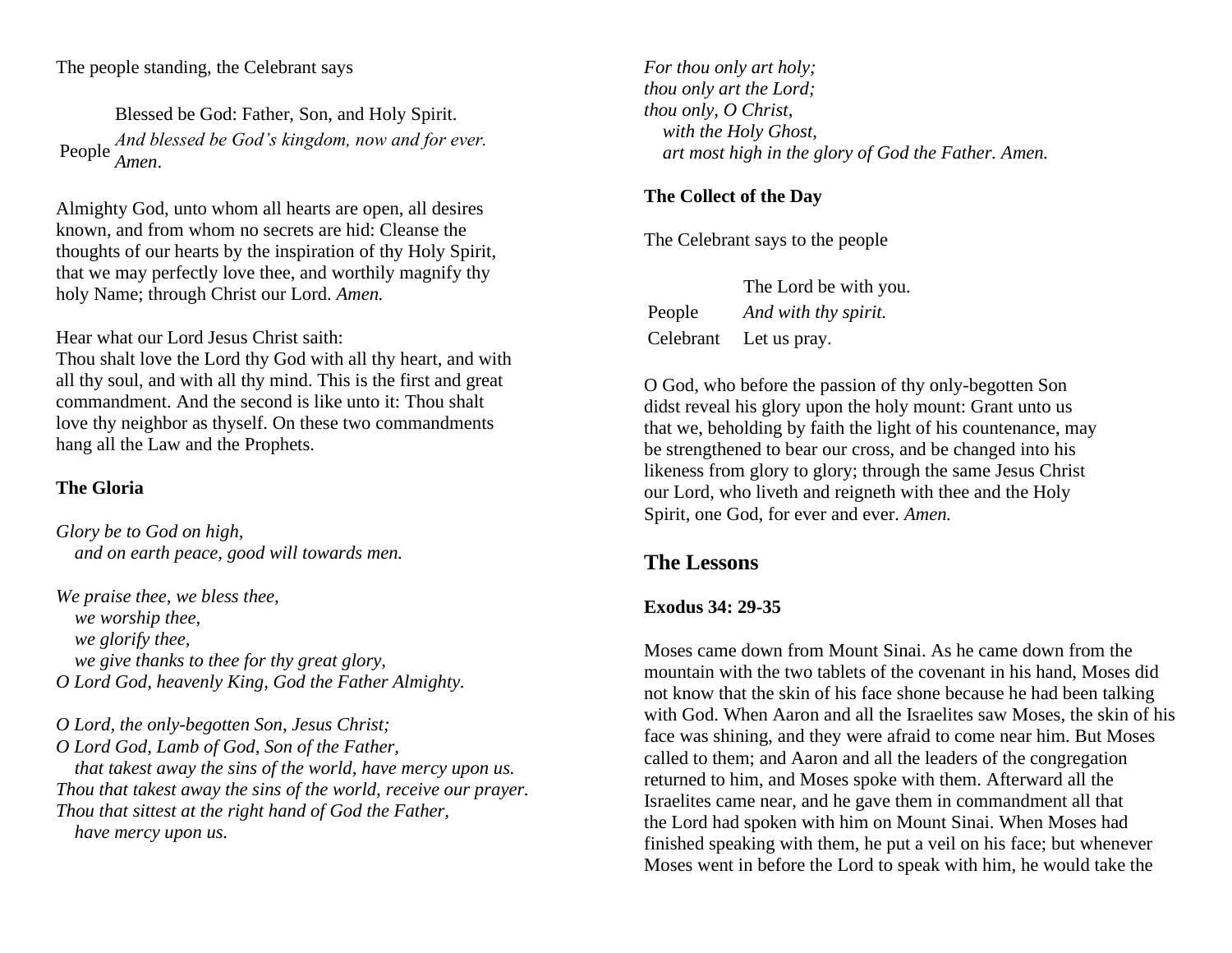The people standing, the Celebrant says

Blessed be God: Father, Son, and Holy Spirit.

People *And blessed be God's kingdom, now and for ever. Amen*.

Almighty God, unto whom all hearts are open, all desires known, and from whom no secrets are hid: Cleanse the thoughts of our hearts by the inspiration of thy Holy Spirit, that we may perfectly love thee, and worthily magnify thy holy Name; through Christ our Lord. *Amen.*

Hear what our Lord Jesus Christ saith:
Thou shalt love the Lord thy God with all thy heart, and with all thy soul, and with all thy mind. This is the first and great commandment. And the second is like unto it: Thou shalt love thy neighbor as thyself. On these two commandments hang all the Law and the Prophets.

**The Gloria**

*Glory be to God on high,*
*and on earth peace, good will towards men.*

*We praise thee, we bless thee,*
*we worship thee,*
*we glorify thee,*
*we give thanks to thee for thy great glory,*
*O Lord God, heavenly King, God the Father Almighty.*

*O Lord, the only-begotten Son, Jesus Christ;*
*O Lord God, Lamb of God, Son of the Father,*
*that takest away the sins of the world, have mercy upon us.*
*Thou that takest away the sins of the world, receive our prayer.*
*Thou that sittest at the right hand of God the Father,*
*have mercy upon us.*

*For thou only art holy;*
*thou only art the Lord;*
*thou only, O Christ,*
*with the Holy Ghost,*
*art most high in the glory of God the Father. Amen.*

**The Collect of the Day**

The Celebrant says to the people

| | |
|---|---|
| | The Lord be with you. |
| People | *And with thy spirit.* |
| Celebrant | Let us pray. |

O God, who before the passion of thy only-begotten Son didst reveal his glory upon the holy mount: Grant unto us that we, beholding by faith the light of his countenance, may be strengthened to bear our cross, and be changed into his likeness from glory to glory; through the same Jesus Christ our Lord, who liveth and reigneth with thee and the Holy Spirit, one God, for ever and ever. *Amen.*

## The Lessons

**Exodus 34: 29-35**

Moses came down from Mount Sinai. As he came down from the mountain with the two tablets of the covenant in his hand, Moses did not know that the skin of his face shone because he had been talking with God. When Aaron and all the Israelites saw Moses, the skin of his face was shining, and they were afraid to come near him. But Moses called to them; and Aaron and all the leaders of the congregation returned to him, and Moses spoke with them. Afterward all the Israelites came near, and he gave them in commandment all that the Lord had spoken with him on Mount Sinai. When Moses had finished speaking with them, he put a veil on his face; but whenever Moses went in before the Lord to speak with him, he would take the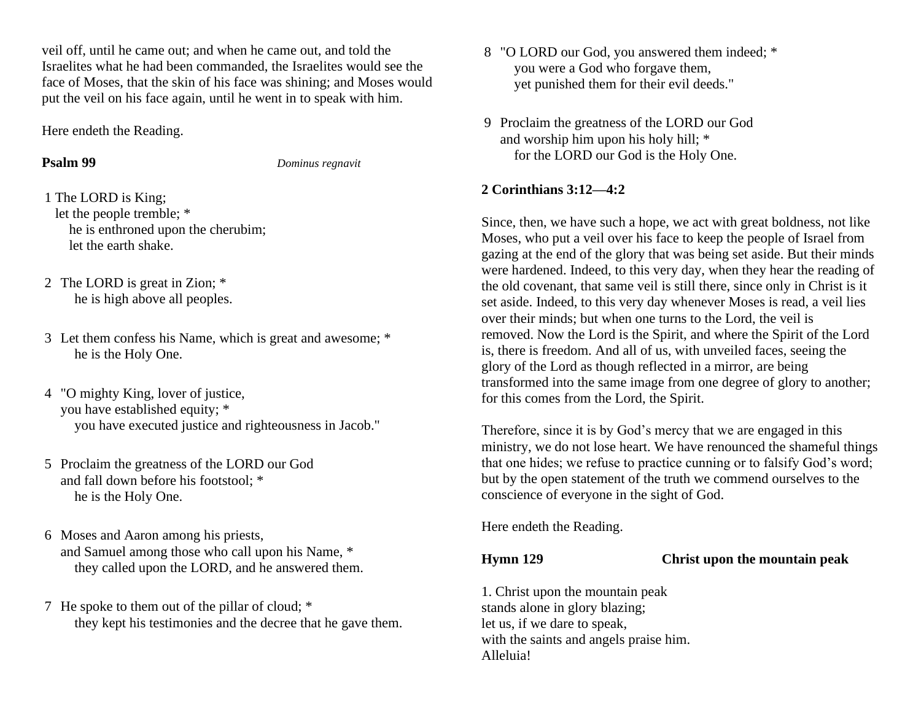veil off, until he came out; and when he came out, and told the Israelites what he had been commanded, the Israelites would see the face of Moses, that the skin of his face was shining; and Moses would put the veil on his face again, until he went in to speak with him.

Here endeth the Reading.

**Psalm 99** *Dominus regnavit*

1 The LORD is King;
let the people tremble; *
he is enthroned upon the cherubim;
let the earth shake.

2 The LORD is great in Zion; *
he is high above all peoples.

3 Let them confess his Name, which is great and awesome; *
he is the Holy One.

4 "O mighty King, lover of justice,
you have established equity; *
you have executed justice and righteousness in Jacob."

5 Proclaim the greatness of the LORD our God
and fall down before his footstool; *
he is the Holy One.

6 Moses and Aaron among his priests,
and Samuel among those who call upon his Name, *
they called upon the LORD, and he answered them.

7 He spoke to them out of the pillar of cloud; *
they kept his testimonies and the decree that he gave them.

8 "O LORD our God, you answered them indeed; *
you were a God who forgave them,
yet punished them for their evil deeds."

9 Proclaim the greatness of the LORD our God
and worship him upon his holy hill; *
for the LORD our God is the Holy One.

**2 Corinthians 3:12—4:2**

Since, then, we have such a hope, we act with great boldness, not like Moses, who put a veil over his face to keep the people of Israel from gazing at the end of the glory that was being set aside. But their minds were hardened. Indeed, to this very day, when they hear the reading of the old covenant, that same veil is still there, since only in Christ is it set aside. Indeed, to this very day whenever Moses is read, a veil lies over their minds; but when one turns to the Lord, the veil is removed. Now the Lord is the Spirit, and where the Spirit of the Lord is, there is freedom. And all of us, with unveiled faces, seeing the glory of the Lord as though reflected in a mirror, are being transformed into the same image from one degree of glory to another; for this comes from the Lord, the Spirit.

Therefore, since it is by God's mercy that we are engaged in this ministry, we do not lose heart. We have renounced the shameful things that one hides; we refuse to practice cunning or to falsify God's word; but by the open statement of the truth we commend ourselves to the conscience of everyone in the sight of God.

Here endeth the Reading.

**Hymn 129** **Christ upon the mountain peak**

1. Christ upon the mountain peak
stands alone in glory blazing;
let us, if we dare to speak,
with the saints and angels praise him.
Alleluia!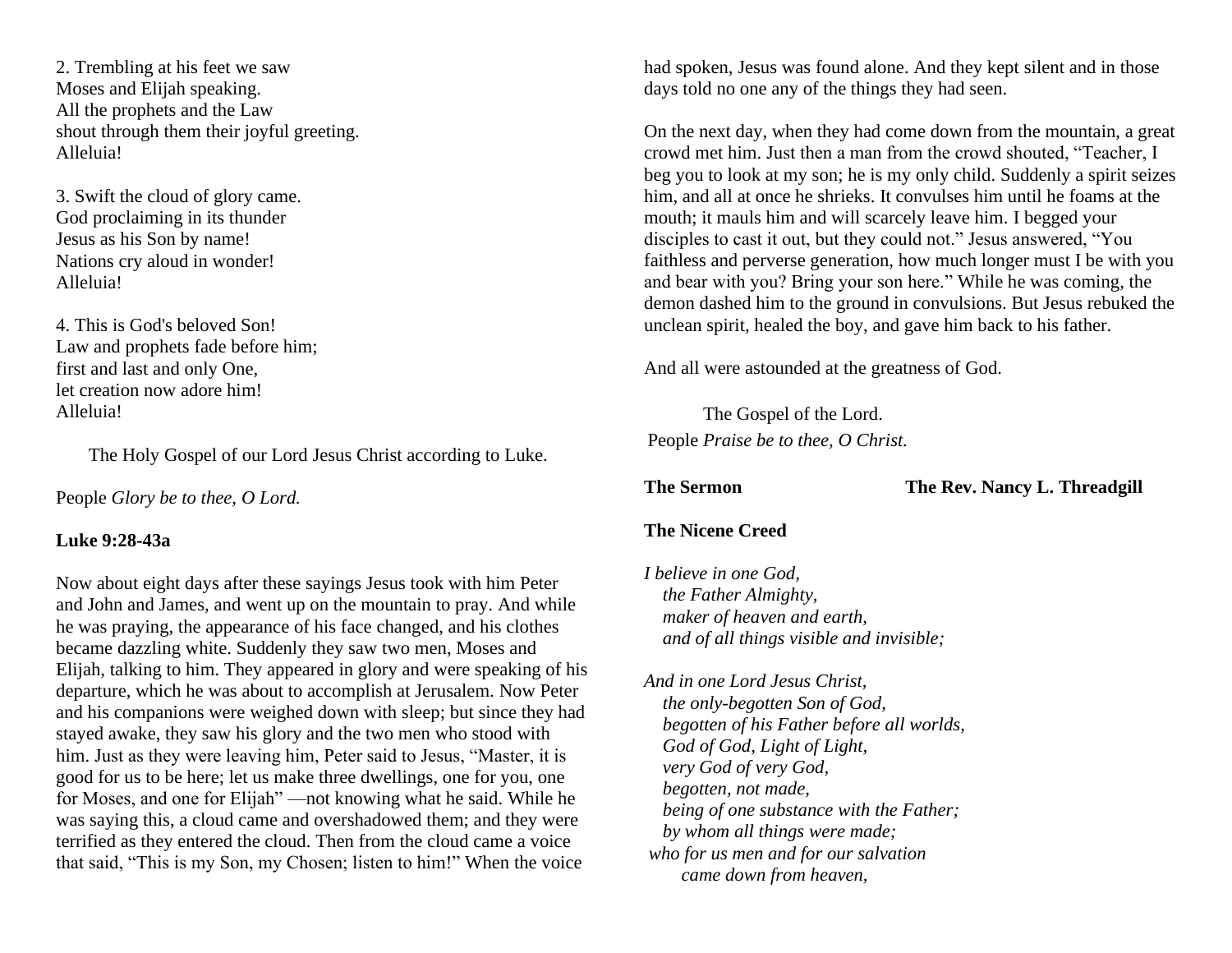2. Trembling at his feet we saw
Moses and Elijah speaking.
All the prophets and the Law
shout through them their joyful greeting.
Alleluia!

3. Swift the cloud of glory came.
God proclaiming in its thunder
Jesus as his Son by name!
Nations cry aloud in wonder!
Alleluia!

4. This is God's beloved Son!
Law and prophets fade before him;
first and last and only One,
let creation now adore him!
Alleluia!

The Holy Gospel of our Lord Jesus Christ according to Luke.

People *Glory be to thee, O Lord.*

**Luke 9:28-43a**

Now about eight days after these sayings Jesus took with him Peter and John and James, and went up on the mountain to pray. And while he was praying, the appearance of his face changed, and his clothes became dazzling white. Suddenly they saw two men, Moses and Elijah, talking to him. They appeared in glory and were speaking of his departure, which he was about to accomplish at Jerusalem. Now Peter and his companions were weighed down with sleep; but since they had stayed awake, they saw his glory and the two men who stood with him. Just as they were leaving him, Peter said to Jesus, "Master, it is good for us to be here; let us make three dwellings, one for you, one for Moses, and one for Elijah" —not knowing what he said. While he was saying this, a cloud came and overshadowed them; and they were terrified as they entered the cloud. Then from the cloud came a voice that said, "This is my Son, my Chosen; listen to him!" When the voice had spoken, Jesus was found alone. And they kept silent and in those days told no one any of the things they had seen.

On the next day, when they had come down from the mountain, a great crowd met him. Just then a man from the crowd shouted, "Teacher, I beg you to look at my son; he is my only child. Suddenly a spirit seizes him, and all at once he shrieks. It convulses him until he foams at the mouth; it mauls him and will scarcely leave him. I begged your disciples to cast it out, but they could not." Jesus answered, "You faithless and perverse generation, how much longer must I be with you and bear with you? Bring your son here." While he was coming, the demon dashed him to the ground in convulsions. But Jesus rebuked the unclean spirit, healed the boy, and gave him back to his father.

And all were astounded at the greatness of God.

The Gospel of the Lord.
People *Praise be to thee, O Christ.*

**The Sermon** **The Rev. Nancy L. Threadgill**

**The Nicene Creed**

*I believe in one God,*
*the Father Almighty,*
*maker of heaven and earth,*
*and of all things visible and invisible;*

*And in one Lord Jesus Christ,*
*the only-begotten Son of God,*
*begotten of his Father before all worlds,*
*God of God, Light of Light,*
*very God of very God,*
*begotten, not made,*
*being of one substance with the Father;*
*by whom all things were made;*
*who for us men and for our salvation*
*came down from heaven,*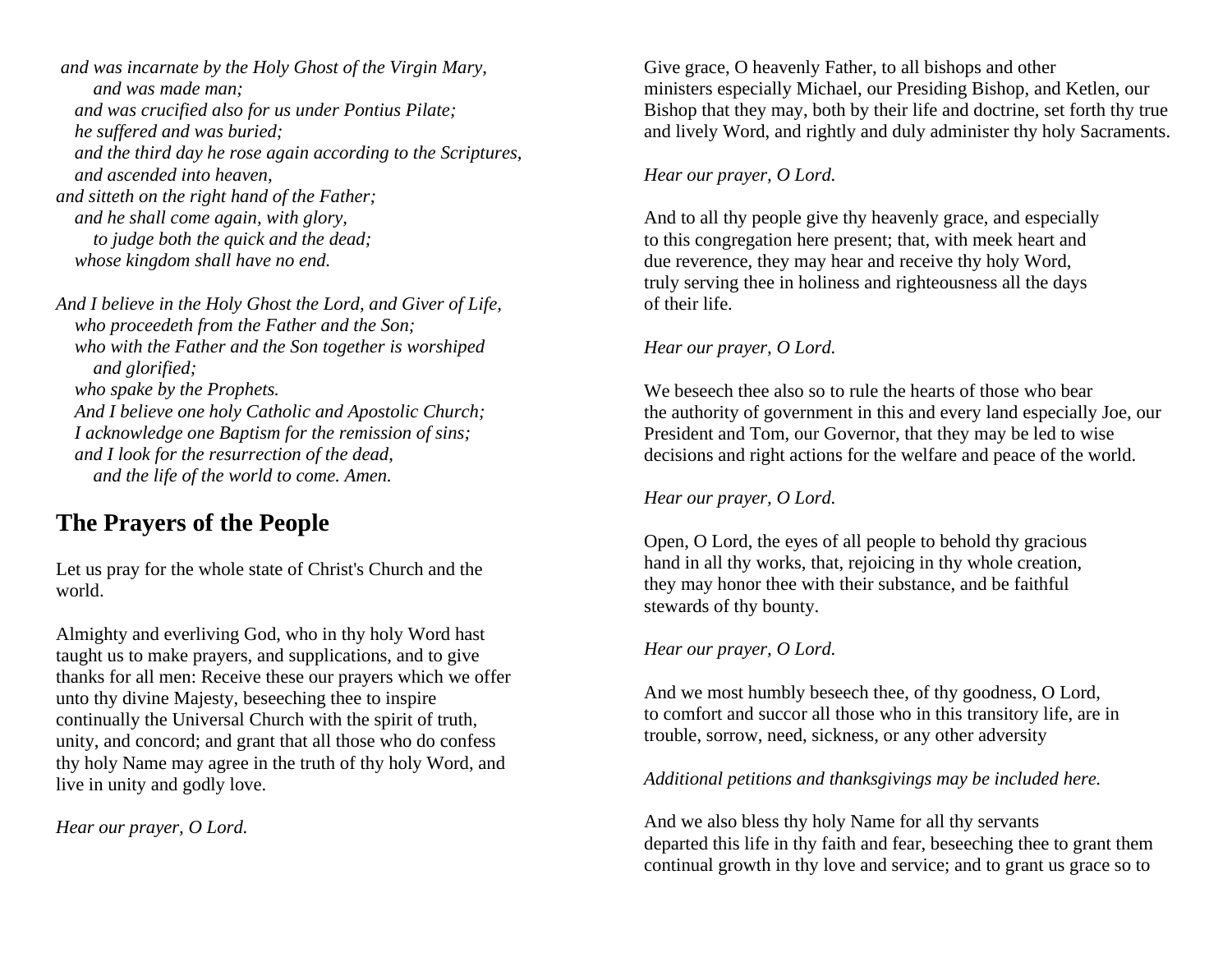*and was incarnate by the Holy Ghost of the Virgin Mary,*
*and was made man;*
*and was crucified also for us under Pontius Pilate;*
*he suffered and was buried;*
*and the third day he rose again according to the Scriptures,*
*and ascended into heaven,*
*and sitteth on the right hand of the Father;*
*and he shall come again, with glory,*
*to judge both the quick and the dead;*
*whose kingdom shall have no end.*

*And I believe in the Holy Ghost the Lord, and Giver of Life,*
*who proceedeth from the Father and the Son;*
*who with the Father and the Son together is worshiped*
*and glorified;*
*who spake by the Prophets.*
*And I believe one holy Catholic and Apostolic Church;*
*I acknowledge one Baptism for the remission of sins;*
*and I look for the resurrection of the dead,*
*and the life of the world to come. Amen.*

## The Prayers of the People

Let us pray for the whole state of Christ's Church and the world.

Almighty and everliving God, who in thy holy Word hast taught us to make prayers, and supplications, and to give thanks for all men: Receive these our prayers which we offer unto thy divine Majesty, beseeching thee to inspire continually the Universal Church with the spirit of truth, unity, and concord; and grant that all those who do confess thy holy Name may agree in the truth of thy holy Word, and live in unity and godly love.

*Hear our prayer, O Lord.*

Give grace, O heavenly Father, to all bishops and other ministers especially Michael, our Presiding Bishop, and Ketlen, our Bishop that they may, both by their life and doctrine, set forth thy true and lively Word, and rightly and duly administer thy holy Sacraments.

*Hear our prayer, O Lord.*

And to all thy people give thy heavenly grace, and especially to this congregation here present; that, with meek heart and due reverence, they may hear and receive thy holy Word, truly serving thee in holiness and righteousness all the days of their life.

*Hear our prayer, O Lord.*

We beseech thee also so to rule the hearts of those who bear the authority of government in this and every land especially Joe, our President and Tom, our Governor, that they may be led to wise decisions and right actions for the welfare and peace of the world.

*Hear our prayer, O Lord.*

Open, O Lord, the eyes of all people to behold thy gracious hand in all thy works, that, rejoicing in thy whole creation, they may honor thee with their substance, and be faithful stewards of thy bounty.

*Hear our prayer, O Lord.*

And we most humbly beseech thee, of thy goodness, O Lord, to comfort and succor all those who in this transitory life, are in trouble, sorrow, need, sickness, or any other adversity

*Additional petitions and thanksgivings may be included here.*

And we also bless thy holy Name for all thy servants departed this life in thy faith and fear, beseeching thee to grant them continual growth in thy love and service; and to grant us grace so to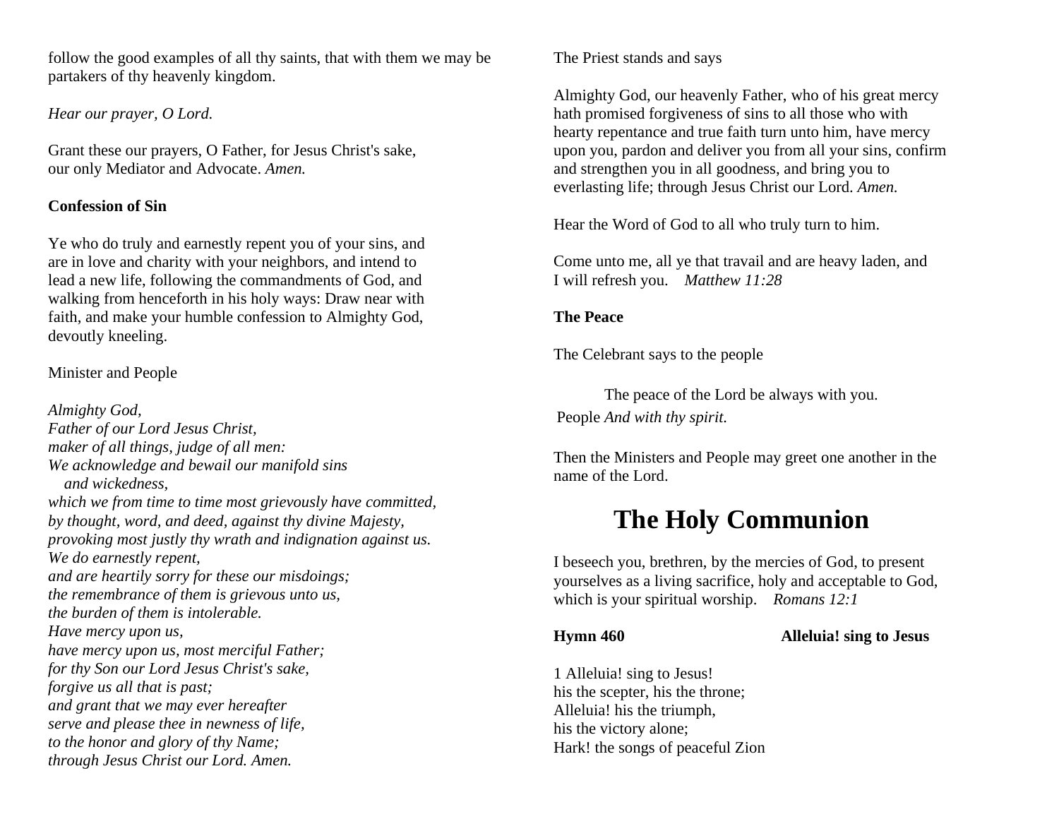follow the good examples of all thy saints, that with them we may be partakers of thy heavenly kingdom.

*Hear our prayer, O Lord.*

Grant these our prayers, O Father, for Jesus Christ's sake, our only Mediator and Advocate. *Amen.*

**Confession of Sin**

Ye who do truly and earnestly repent you of your sins, and are in love and charity with your neighbors, and intend to lead a new life, following the commandments of God, and walking from henceforth in his holy ways: Draw near with faith, and make your humble confession to Almighty God, devoutly kneeling.

Minister and People

*Almighty God,*
*Father of our Lord Jesus Christ,*
*maker of all things, judge of all men:*
*We acknowledge and bewail our manifold sins*
*and wickedness,*
*which we from time to time most grievously have committed,*
*by thought, word, and deed, against thy divine Majesty,*
*provoking most justly thy wrath and indignation against us.*
*We do earnestly repent,*
*and are heartily sorry for these our misdoings;*
*the remembrance of them is grievous unto us,*
*the burden of them is intolerable.*
*Have mercy upon us,*
*have mercy upon us, most merciful Father;*
*for thy Son our Lord Jesus Christ's sake,*
*forgive us all that is past;*
*and grant that we may ever hereafter*
*serve and please thee in newness of life,*
*to the honor and glory of thy Name;*
*through Jesus Christ our Lord. Amen.*

The Priest stands and says

Almighty God, our heavenly Father, who of his great mercy hath promised forgiveness of sins to all those who with hearty repentance and true faith turn unto him, have mercy upon you, pardon and deliver you from all your sins, confirm and strengthen you in all goodness, and bring you to everlasting life; through Jesus Christ our Lord. *Amen.*

Hear the Word of God to all who truly turn to him.

Come unto me, all ye that travail and are heavy laden, and I will refresh you. *Matthew 11:28*

**The Peace**

The Celebrant says to the people

The peace of the Lord be always with you.
People *And with thy spirit.*

Then the Ministers and People may greet one another in the name of the Lord.

# The Holy Communion

I beseech you, brethren, by the mercies of God, to present yourselves as a living sacrifice, holy and acceptable to God, which is your spiritual worship. *Romans 12:1*

**Hymn 460** **Alleluia! sing to Jesus**

1 Alleluia! sing to Jesus!
his the scepter, his the throne;
Alleluia! his the triumph,
his the victory alone;
Hark! the songs of peaceful Zion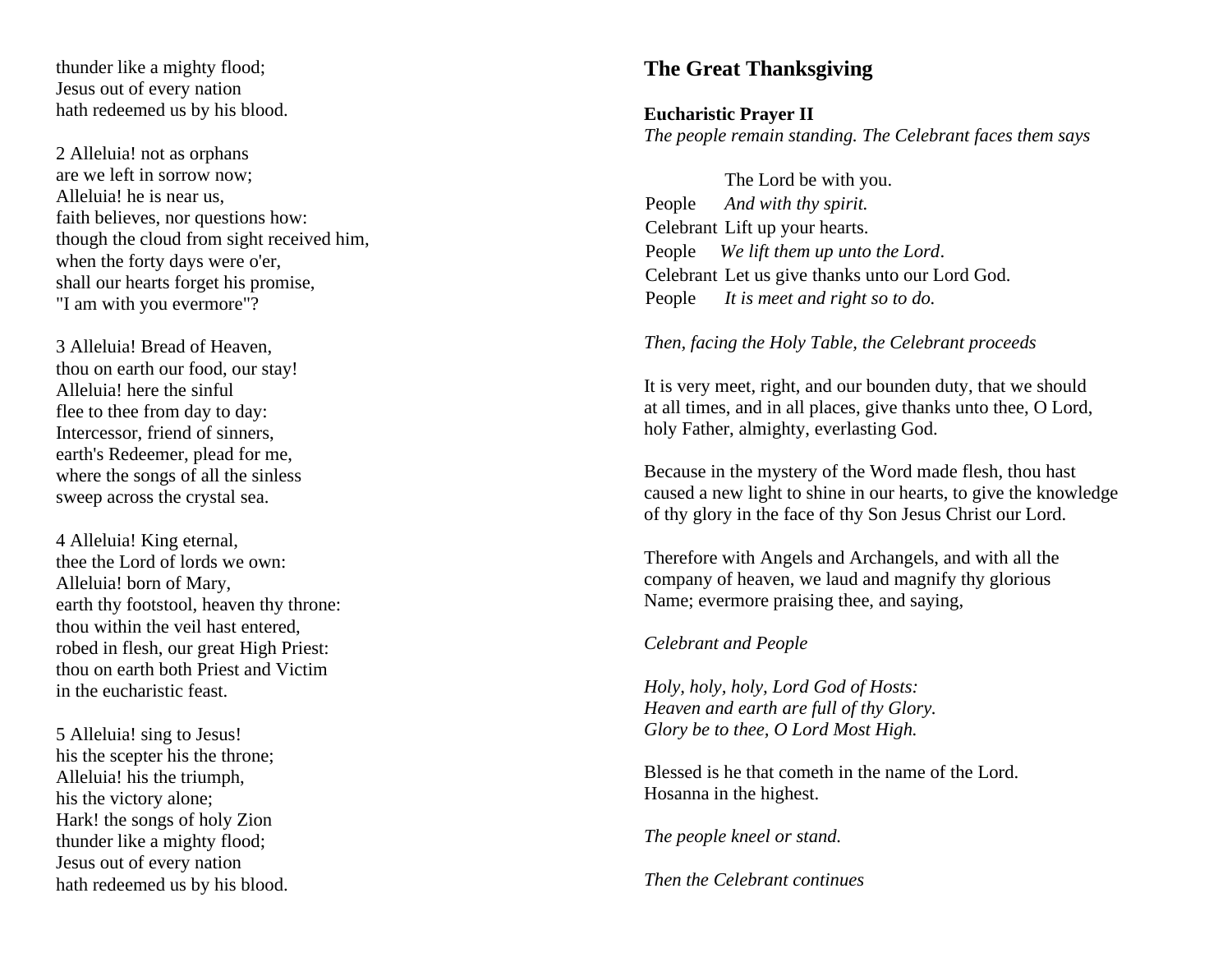thunder like a mighty flood;
Jesus out of every nation
hath redeemed us by his blood.

2 Alleluia! not as orphans
are we left in sorrow now;
Alleluia! he is near us,
faith believes, nor questions how:
though the cloud from sight received him,
when the forty days were o'er,
shall our hearts forget his promise,
"I am with you evermore"?

3 Alleluia! Bread of Heaven,
thou on earth our food, our stay!
Alleluia! here the sinful
flee to thee from day to day:
Intercessor, friend of sinners,
earth's Redeemer, plead for me,
where the songs of all the sinless
sweep across the crystal sea.

4 Alleluia! King eternal,
thee the Lord of lords we own:
Alleluia! born of Mary,
earth thy footstool, heaven thy throne:
thou within the veil hast entered,
robed in flesh, our great High Priest:
thou on earth both Priest and Victim
in the eucharistic feast.

5 Alleluia! sing to Jesus!
his the scepter his the throne;
Alleluia! his the triumph,
his the victory alone;
Hark! the songs of holy Zion
thunder like a mighty flood;
Jesus out of every nation
hath redeemed us by his blood.

## The Great Thanksgiving

**Eucharistic Prayer II**

*The people remain standing. The Celebrant faces them says*

| | |
|---|---|
| | The Lord be with you. |
| People | *And with thy spirit.* |
| Celebrant | Lift up your hearts. |
| People | *We lift them up unto the Lord*. |
| Celebrant | Let us give thanks unto our Lord God. |
| People | *It is meet and right so to do.* |

*Then, facing the Holy Table, the Celebrant proceeds*

It is very meet, right, and our bounden duty, that we should at all times, and in all places, give thanks unto thee, O Lord, holy Father, almighty, everlasting God.

Because in the mystery of the Word made flesh, thou hast caused a new light to shine in our hearts, to give the knowledge of thy glory in the face of thy Son Jesus Christ our Lord.

Therefore with Angels and Archangels, and with all the company of heaven, we laud and magnify thy glorious Name; evermore praising thee, and saying,

*Celebrant and People*

*Holy, holy, holy, Lord God of Hosts:*
*Heaven and earth are full of thy Glory.*
*Glory be to thee, O Lord Most High.*

Blessed is he that cometh in the name of the Lord.
Hosanna in the highest.

*The people kneel or stand.*

*Then the Celebrant continues*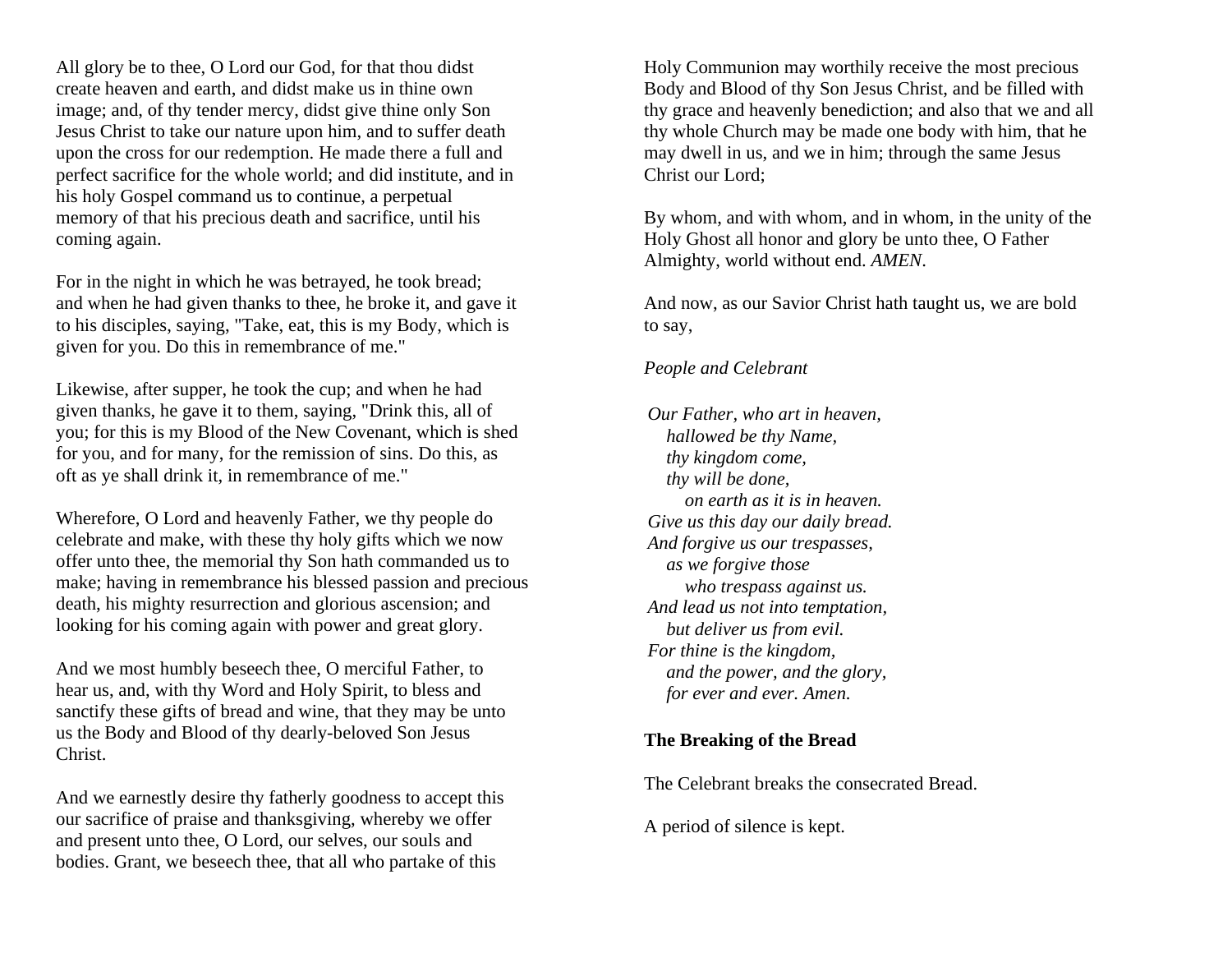All glory be to thee, O Lord our God, for that thou didst create heaven and earth, and didst make us in thine own image; and, of thy tender mercy, didst give thine only Son Jesus Christ to take our nature upon him, and to suffer death upon the cross for our redemption. He made there a full and perfect sacrifice for the whole world; and did institute, and in his holy Gospel command us to continue, a perpetual memory of that his precious death and sacrifice, until his coming again.

For in the night in which he was betrayed, he took bread; and when he had given thanks to thee, he broke it, and gave it to his disciples, saying, "Take, eat, this is my Body, which is given for you. Do this in remembrance of me."

Likewise, after supper, he took the cup; and when he had given thanks, he gave it to them, saying, "Drink this, all of you; for this is my Blood of the New Covenant, which is shed for you, and for many, for the remission of sins. Do this, as oft as ye shall drink it, in remembrance of me."

Wherefore, O Lord and heavenly Father, we thy people do celebrate and make, with these thy holy gifts which we now offer unto thee, the memorial thy Son hath commanded us to make; having in remembrance his blessed passion and precious death, his mighty resurrection and glorious ascension; and looking for his coming again with power and great glory.

And we most humbly beseech thee, O merciful Father, to hear us, and, with thy Word and Holy Spirit, to bless and sanctify these gifts of bread and wine, that they may be unto us the Body and Blood of thy dearly-beloved Son Jesus Christ.

And we earnestly desire thy fatherly goodness to accept this our sacrifice of praise and thanksgiving, whereby we offer and present unto thee, O Lord, our selves, our souls and bodies. Grant, we beseech thee, that all who partake of this Holy Communion may worthily receive the most precious Body and Blood of thy Son Jesus Christ, and be filled with thy grace and heavenly benediction; and also that we and all thy whole Church may be made one body with him, that he may dwell in us, and we in him; through the same Jesus Christ our Lord;

By whom, and with whom, and in whom, in the unity of the Holy Ghost all honor and glory be unto thee, O Father Almighty, world without end. *AMEN*.

And now, as our Savior Christ hath taught us, we are bold to say,

*People and Celebrant*

*Our Father, who art in heaven,*
*hallowed be thy Name,*
*thy kingdom come,*
*thy will be done,*
*on earth as it is in heaven.*
*Give us this day our daily bread.*
*And forgive us our trespasses,*
*as we forgive those*
*who trespass against us.*
*And lead us not into temptation,*
*but deliver us from evil.*
*For thine is the kingdom,*
*and the power, and the glory,*
*for ever and ever. Amen.*

**The Breaking of the Bread**

The Celebrant breaks the consecrated Bread.

A period of silence is kept.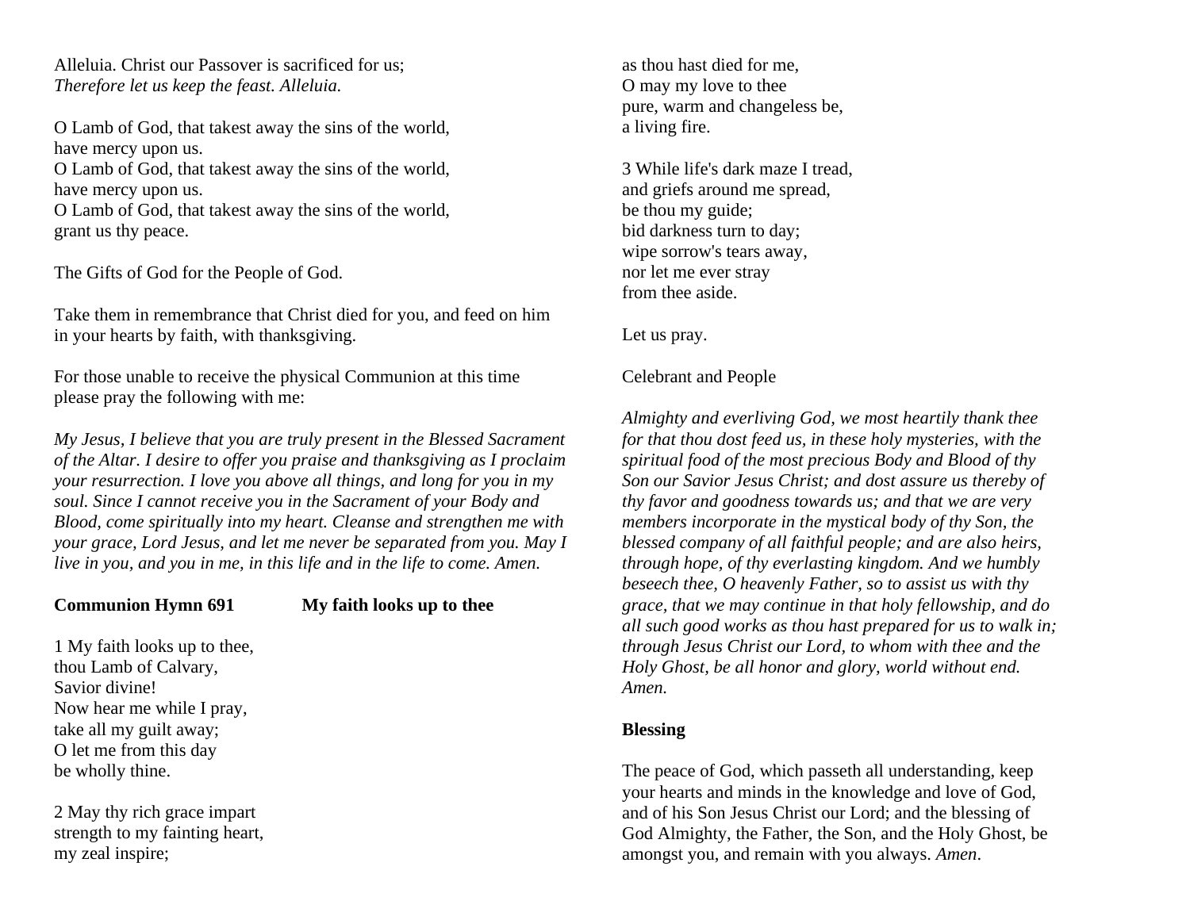Alleluia. Christ our Passover is sacrificed for us;
*Therefore let us keep the feast. Alleluia.*

O Lamb of God, that takest away the sins of the world,
have mercy upon us.
O Lamb of God, that takest away the sins of the world,
have mercy upon us.
O Lamb of God, that takest away the sins of the world,
grant us thy peace.

The Gifts of God for the People of God.

Take them in remembrance that Christ died for you, and feed on him in your hearts by faith, with thanksgiving.

For those unable to receive the physical Communion at this time please pray the following with me:

*My Jesus, I believe that you are truly present in the Blessed Sacrament of the Altar. I desire to offer you praise and thanksgiving as I proclaim your resurrection. I love you above all things, and long for you in my soul. Since I cannot receive you in the Sacrament of your Body and Blood, come spiritually into my heart. Cleanse and strengthen me with your grace, Lord Jesus, and let me never be separated from you. May I live in you, and you in me, in this life and in the life to come. Amen.*

**Communion Hymn 691** **My faith looks up to thee**

1 My faith looks up to thee,
thou Lamb of Calvary,
Savior divine!
Now hear me while I pray,
take all my guilt away;
O let me from this day
be wholly thine.

2 May thy rich grace impart
strength to my fainting heart,
my zeal inspire;
as thou hast died for me,
O may my love to thee
pure, warm and changeless be,
a living fire.

3 While life's dark maze I tread,
and griefs around me spread,
be thou my guide;
bid darkness turn to day;
wipe sorrow's tears away,
nor let me ever stray
from thee aside.

Let us pray.

Celebrant and People

*Almighty and everliving God, we most heartily thank thee for that thou dost feed us, in these holy mysteries, with the spiritual food of the most precious Body and Blood of thy Son our Savior Jesus Christ; and dost assure us thereby of thy favor and goodness towards us; and that we are very members incorporate in the mystical body of thy Son, the blessed company of all faithful people; and are also heirs, through hope, of thy everlasting kingdom. And we humbly beseech thee, O heavenly Father, so to assist us with thy grace, that we may continue in that holy fellowship, and do all such good works as thou hast prepared for us to walk in; through Jesus Christ our Lord, to whom with thee and the Holy Ghost, be all honor and glory, world without end. Amen.*

**Blessing**

The peace of God, which passeth all understanding, keep your hearts and minds in the knowledge and love of God, and of his Son Jesus Christ our Lord; and the blessing of God Almighty, the Father, the Son, and the Holy Ghost, be amongst you, and remain with you always. *Amen*.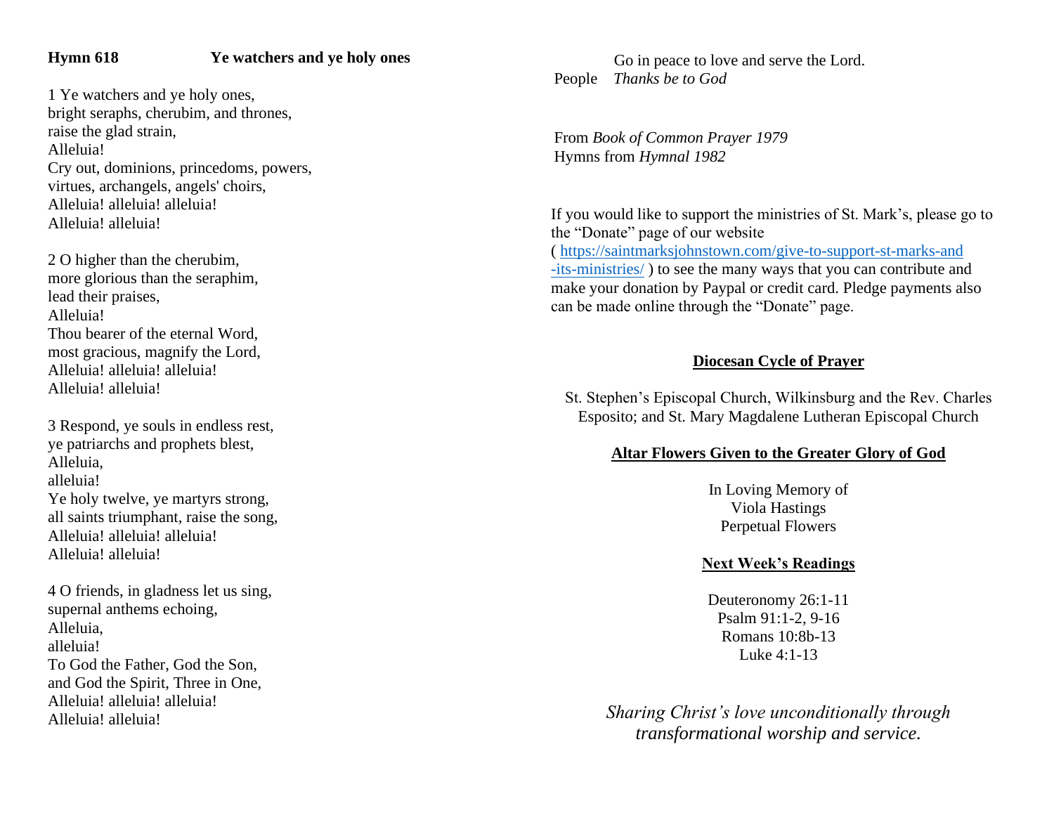**Hymn 618** **Ye watchers and ye holy ones**

1 Ye watchers and ye holy ones,
bright seraphs, cherubim, and thrones,
raise the glad strain,
Alleluia!
Cry out, dominions, princedoms, powers,
virtues, archangels, angels' choirs,
Alleluia! alleluia! alleluia!
Alleluia! alleluia!

2 O higher than the cherubim,
more glorious than the seraphim,
lead their praises,
Alleluia!
Thou bearer of the eternal Word,
most gracious, magnify the Lord,
Alleluia! alleluia! alleluia!
Alleluia! alleluia!

3 Respond, ye souls in endless rest,
ye patriarchs and prophets blest,
Alleluia,
alleluia!
Ye holy twelve, ye martyrs strong,
all saints triumphant, raise the song,
Alleluia! alleluia! alleluia!
Alleluia! alleluia!

4 O friends, in gladness let us sing,
supernal anthems echoing,
Alleluia,
alleluia!
To God the Father, God the Son,
and God the Spirit, Three in One,
Alleluia! alleluia! alleluia!
Alleluia! alleluia!

Go in peace to love and serve the Lord.
People *Thanks be to God*

From *Book of Common Prayer 1979*
Hymns from *Hymnal 1982*

If you would like to support the ministries of St. Mark's, please go to the "Donate" page of our website ( https://saintmarksjohnstown.com/give-to-support-st-marks-and-its-ministries/ ) to see the many ways that you can contribute and make your donation by Paypal or credit card. Pledge payments also can be made online through the "Donate" page.

**Diocesan Cycle of Prayer**

St. Stephen's Episcopal Church, Wilkinsburg and the Rev. Charles Esposito; and St. Mary Magdalene Lutheran Episcopal Church

**Altar Flowers Given to the Greater Glory of God**

In Loving Memory of
Viola Hastings
Perpetual Flowers

**Next Week's Readings**

Deuteronomy 26:1-11
Psalm 91:1-2, 9-16
Romans 10:8b-13
Luke 4:1-13

*Sharing Christ's love unconditionally through transformational worship and service.*